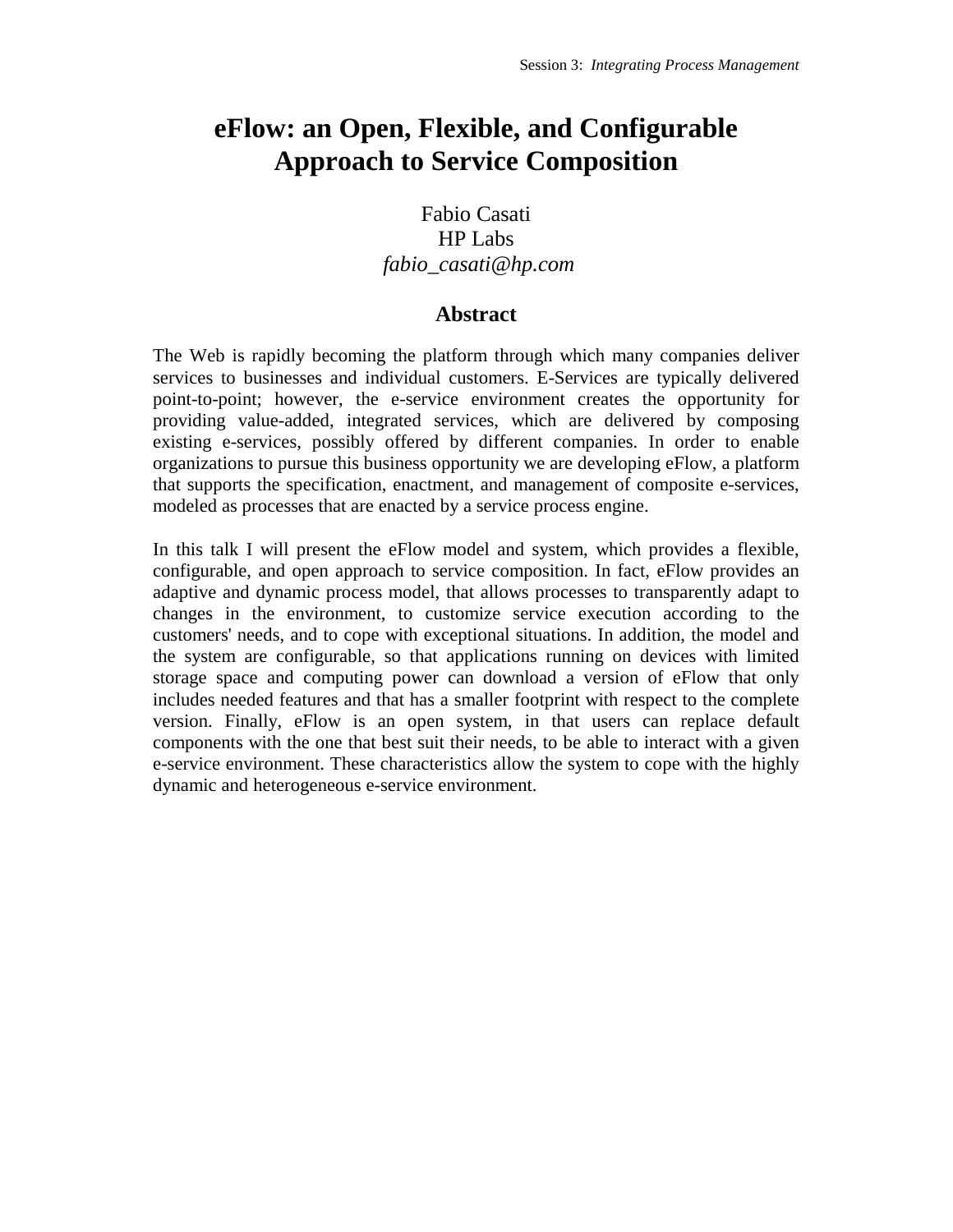# eFlow: an Open, Flexible, and Configurable Approach to Service Composition

Fabio Casati
HP Labs
*fabio_casati@hp.com*

## Abstract

The Web is rapidly becoming the platform through which many companies deliver services to businesses and individual customers. E-Services are typically delivered point-to-point; however, the e-service environment creates the opportunity for providing value-added, integrated services, which are delivered by composing existing e-services, possibly offered by different companies. In order to enable organizations to pursue this business opportunity we are developing eFlow, a platform that supports the specification, enactment, and management of composite e-services, modeled as processes that are enacted by a service process engine.

In this talk I will present the eFlow model and system, which provides a flexible, configurable, and open approach to service composition. In fact, eFlow provides an adaptive and dynamic process model, that allows processes to transparently adapt to changes in the environment, to customize service execution according to the customers' needs, and to cope with exceptional situations. In addition, the model and the system are configurable, so that applications running on devices with limited storage space and computing power can download a version of eFlow that only includes needed features and that has a smaller footprint with respect to the complete version. Finally, eFlow is an open system, in that users can replace default components with the one that best suit their needs, to be able to interact with a given e-service environment. These characteristics allow the system to cope with the highly dynamic and heterogeneous e-service environment.